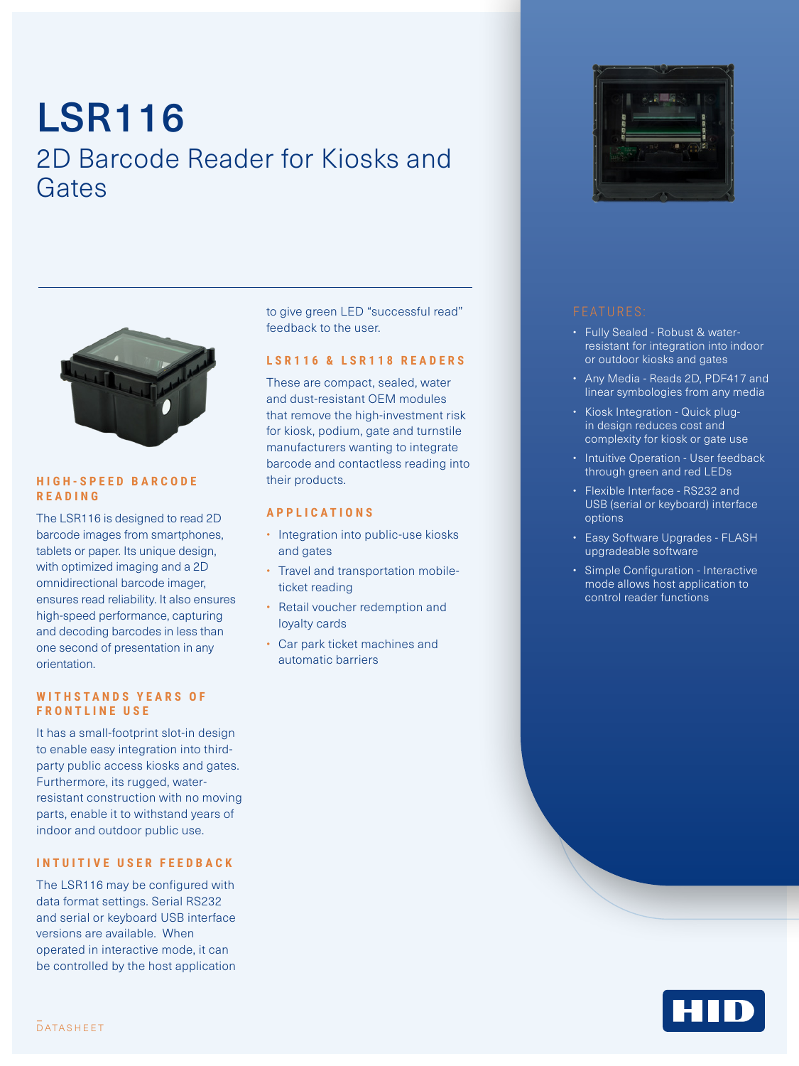# LSR116

## 2D Barcode Reader for Kiosks and Gates

### HIGH-SPEED BARCODE READING

The LSR116 is designed to read 2D barcode images from smartphones, tablets or paper. Its unique design, with optimized imaging and a 2D omnidirectional barcode imager, ensures read reliability. It also ensures high-speed performance, capturing and decoding barcodes in less than one second of presentation in any orientation.

### WITHSTANDS YEARS OF FRONTLINE USE

It has a small-footprint slot-in design to enable easy integration into third-party public access kiosks and gates. Furthermore, its rugged, water-resistant construction with no moving parts, enable it to withstand years of indoor and outdoor public use.

### INTUITIVE USER FEEDBACK

The LSR116 may be configured with data format settings. Serial RS232 and serial or keyboard USB interface versions are available. When operated in interactive mode, it can be controlled by the host application to give green LED "successful read" feedback to the user.

### LSR116 & LSR118 READERS

These are compact, sealed, water and dust-resistant OEM modules that remove the high-investment risk for kiosk, podium, gate and turnstile manufacturers wanting to integrate barcode and contactless reading into their products.

### APPLICATIONS

- Integration into public-use kiosks and gates
- Travel and transportation mobile-ticket reading
- Retail voucher redemption and loyalty cards
- Car park ticket machines and automatic barriers

### FEATURES:

- Fully Sealed - Robust & water-resistant for integration into indoor or outdoor kiosks and gates
- Any Media - Reads 2D, PDF417 and linear symbologies from any media
- Kiosk Integration - Quick plug-in design reduces cost and complexity for kiosk or gate use
- Intuitive Operation - User feedback through green and red LEDs
- Flexible Interface - RS232 and USB (serial or keyboard) interface options
- Easy Software Upgrades - FLASH upgradeable software
- Simple Configuration - Interactive mode allows host application to control reader functions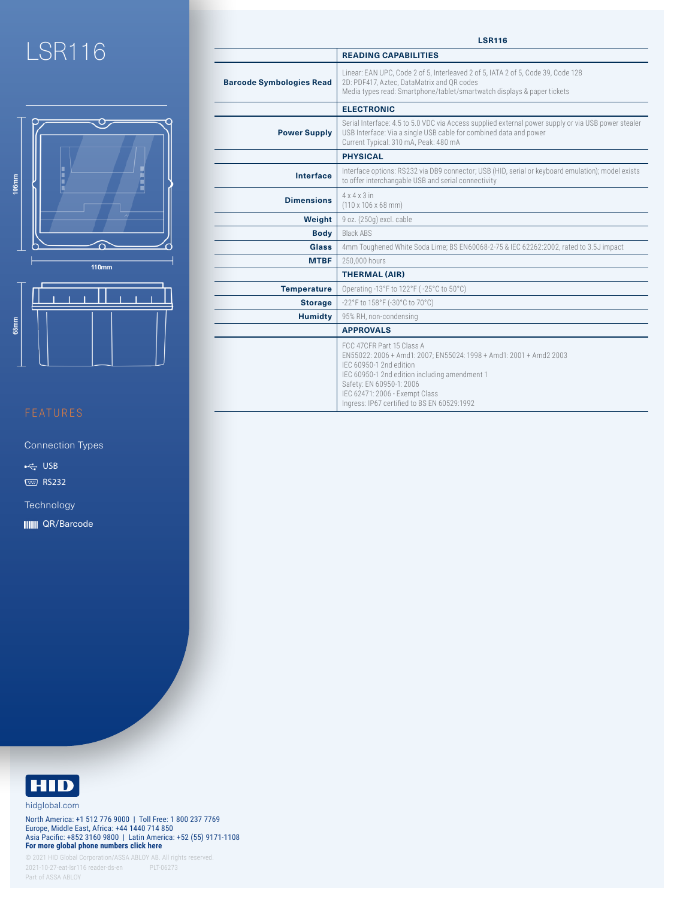# LSR116

106mm

110mm

68mm

## FEATURES

Connection Types

- USB
- RS232

Technology

- QR/Barcode

| | LSR116 |
|---|---|
| | **READING CAPABILITIES** |
| **Barcode Symbologies Read** | Linear: EAN UPC, Code 2 of 5, Interleaved 2 of 5, IATA 2 of 5, Code 39, Code 128<br>2D: PDF417, Aztec, DataMatrix and QR codes<br>Media types read: Smartphone/tablet/smartwatch displays & paper tickets |
| | **ELECTRONIC** |
| **Power Supply** | Serial Interface: 4.5 to 5.0 VDC via Access supplied external power supply or via USB power stealer<br>USB Interface: Via a single USB cable for combined data and power<br>Current Typical: 310 mA, Peak: 480 mA |
| | **PHYSICAL** |
| **Interface** | Interface options: RS232 via DB9 connector; USB (HID, serial or keyboard emulation); model exists to offer interchangable USB and serial connectivity |
| **Dimensions** | 4 x 4 x 3 in<br>(110 x 106 x 68 mm) |
| **Weight** | 9 oz. (250g) excl. cable |
| **Body** | Black ABS |
| **Glass** | 4mm Toughened White Soda Lime; BS EN60068-2-75 & IEC 62262:2002, rated to 3.5J impact |
| **MTBF** | 250,000 hours |
| | **THERMAL (AIR)** |
| **Temperature** | Operating -13°F to 122°F ( -25°C to 50°C) |
| **Storage** | -22°F to 158°F (-30°C to 70°C) |
| **Humidty** | 95% RH, non-condensing |
| | **APPROVALS** |
| | FCC 47CFR Part 15 Class A<br>EN55022: 2006 + Amd1: 2007; EN55024: 1998 + Amd1: 2001 + Amd2 2003<br>IEC 60950-1 2nd edition<br>IEC 60950-1 2nd edition including amendment 1<br>Safety: EN 60950-1: 2006<br>IEC 62471: 2006 - Exempt Class<br>Ingress: IP67 certified to BS EN 60529:1992 |

HID

hidglobal.com

North America: +1 512 776 9000 | Toll Free: 1 800 237 7769
Europe, Middle East, Africa: +44 1440 714 850
Asia Pacific: +852 3160 9800 | Latin America: +52 (55) 9171-1108
**For more global phone numbers click here**

© 2021 HID Global Corporation/ASSA ABLOY AB. All rights reserved.
2021-10-27-eat-lsr116 reader-ds-en PLT-06273
Part of ASSA ABLOY